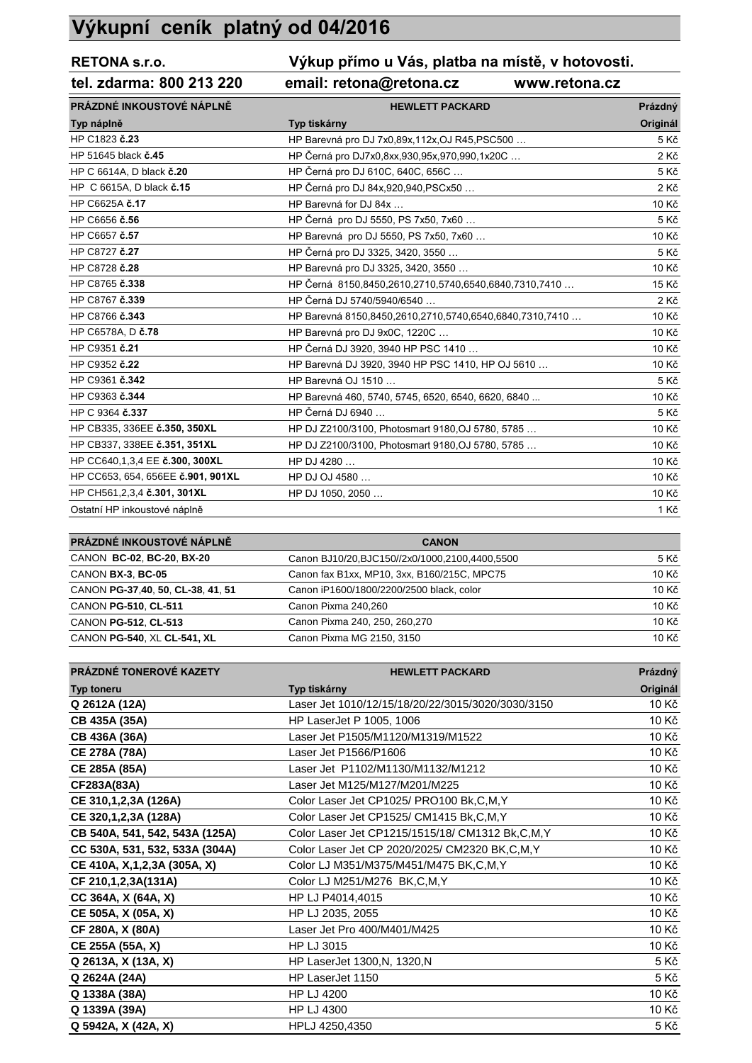# Výkupní ceník platný od 04/2016

**RETONA s.r.o.** — **Výkup přímo u Vás, platba na místě, v hotovosti.**

**tel. zdarma: 800 213 220** — **email: retona@retona.cz** — **www.retona.cz**

| PRÁZDNÉ INKOUSTOVÉ NÁPLNĚ | HEWLETT PACKARD | Prázdný |
|---|---|---|
| **Typ náplně** | **Typ tiskárny** | **Originál** |
| HP C1823 **č.23** | HP Barevná pro DJ 7x0,89x,112x,OJ R45,PSC500 … | 5 Kč |
| HP 51645 black **č.45** | HP Černá pro DJ7x0,8xx,930,95x,970,990,1x20C … | 2 Kč |
| HP C 6614A, D black **č.20** | HP Černá pro DJ 610C, 640C, 656C … | 5 Kč |
| HP C 6615A, D black **č.15** | HP Černá pro DJ 84x,920,940,PSCx50 … | 2 Kč |
| HP C6625A **č.17** | HP Barevná for DJ 84x … | 10 Kč |
| HP C6656 **č.56** | HP Černá pro DJ 5550, PS 7x50, 7x60 … | 5 Kč |
| HP C6657 **č.57** | HP Barevná pro DJ 5550, PS 7x50, 7x60 … | 10 Kč |
| HP C8727 **č.27** | HP Černá pro DJ 3325, 3420, 3550 … | 5 Kč |
| HP C8728 **č.28** | HP Barevná pro DJ 3325, 3420, 3550 … | 10 Kč |
| HP C8765 **č.338** | HP Černá 8150,8450,2610,2710,5740,6540,6840,7310,7410 … | 15 Kč |
| HP C8767 **č.339** | HP Černá DJ 5740/5940/6540 … | 2 Kč |
| HP C8766 **č.343** | HP Barevná 8150,8450,2610,2710,5740,6540,6840,7310,7410 … | 10 Kč |
| HP C6578A, D **č.78** | HP Barevná pro DJ 9x0C, 1220C … | 10 Kč |
| HP C9351 **č.21** | HP Černá DJ 3920, 3940 HP PSC 1410 … | 10 Kč |
| HP C9352 **č.22** | HP Barevná DJ 3920, 3940 HP PSC 1410, HP OJ 5610 … | 10 Kč |
| HP C9361 **č.342** | HP Barevná OJ 1510 … | 5 Kč |
| HP C9363 **č.344** | HP Barevná 460, 5740, 5745, 6520, 6540, 6620, 6840 ... | 10 Kč |
| HP C 9364 **č.337** | HP Černá DJ 6940 … | 5 Kč |
| HP CB335, 336EE **č.350, 350XL** | HP DJ Z2100/3100, Photosmart 9180,OJ 5780, 5785 … | 10 Kč |
| HP CB337, 338EE **č.351, 351XL** | HP DJ Z2100/3100, Photosmart 9180,OJ 5780, 5785 … | 10 Kč |
| HP CC640,1,3,4 EE **č.300, 300XL** | HP DJ 4280 … | 10 Kč |
| HP CC653, 654, 656EE **č.901, 901XL** | HP DJ OJ 4580 … | 10 Kč |
| HP CH561,2,3,4 **č.301, 301XL** | HP DJ 1050, 2050 … | 10 Kč |
| Ostatní HP inkoustové náplně | | 1 Kč |

| PRÁZDNÉ INKOUSTOVÉ NÁPLNĚ | CANON | |
|---|---|---|
| CANON **BC-02**, **BC-20**, **BX-20** | Canon BJ10/20,BJC150//2x0/1000,2100,4400,5500 | 5 Kč |
| CANON **BX-3**, **BC-05** | Canon fax B1xx, MP10, 3xx, B160/215C, MPC75 | 10 Kč |
| CANON **PG-37**,**40**, **50**, **CL-38**, **41**, **51** | Canon iP1600/1800/2200/2500 black, color | 10 Kč |
| CANON **PG-510**, **CL-511** | Canon Pixma 240,260 | 10 Kč |
| CANON **PG-512**, **CL-513** | Canon Pixma 240, 250, 260,270 | 10 Kč |
| CANON **PG-540**, XL **CL-541, XL** | Canon Pixma MG 2150, 3150 | 10 Kč |

| PRÁZDNÉ TONEROVÉ KAZETY | HEWLETT PACKARD | Prázdný |
|---|---|---|
| **Typ toneru** | **Typ tiskárny** | **Originál** |
| **Q 2612A (12A)** | Laser Jet 1010/12/15/18/20/22/3015/3020/3030/3150 | 10 Kč |
| **CB 435A (35A)** | HP LaserJet P 1005, 1006 | 10 Kč |
| **CB 436A (36A)** | Laser Jet P1505/M1120/M1319/M1522 | 10 Kč |
| **CE 278A (78A)** | Laser Jet P1566/P1606 | 10 Kč |
| **CE 285A (85A)** | Laser Jet P1102/M1130/M1132/M1212 | 10 Kč |
| **CF283A(83A)** | Laser Jet M125/M127/M201/M225 | 10 Kč |
| **CE 310,1,2,3A (126A)** | Color Laser Jet CP1025/ PRO100 Bk,C,M,Y | 10 Kč |
| **CE 320,1,2,3A (128A)** | Color Laser Jet CP1525/ CM1415 Bk,C,M,Y | 10 Kč |
| **CB 540A, 541, 542, 543A (125A)** | Color Laser Jet CP1215/1515/18/ CM1312 Bk,C,M,Y | 10 Kč |
| **CC 530A, 531, 532, 533A (304A)** | Color Laser Jet CP 2020/2025/ CM2320 BK,C,M,Y | 10 Kč |
| **CE 410A, X,1,2,3A (305A, X)** | Color LJ M351/M375/M451/M475 BK,C,M,Y | 10 Kč |
| **CF 210,1,2,3A(131A)** | Color LJ M251/M276 BK,C,M,Y | 10 Kč |
| **CC 364A, X (64A, X)** | HP LJ P4014,4015 | 10 Kč |
| **CE 505A, X (05A, X)** | HP LJ 2035, 2055 | 10 Kč |
| **CF 280A, X (80A)** | Laser Jet Pro 400/M401/M425 | 10 Kč |
| **CE 255A (55A, X)** | HP LJ 3015 | 10 Kč |
| **Q 2613A, X (13A, X)** | HP LaserJet 1300,N, 1320,N | 5 Kč |
| **Q 2624A (24A)** | HP LaserJet 1150 | 5 Kč |
| **Q 1338A (38A)** | HP LJ 4200 | 10 Kč |
| **Q 1339A (39A)** | HP LJ 4300 | 10 Kč |
| **Q 5942A, X (42A, X)** | HPLJ 4250,4350 | 5 Kč |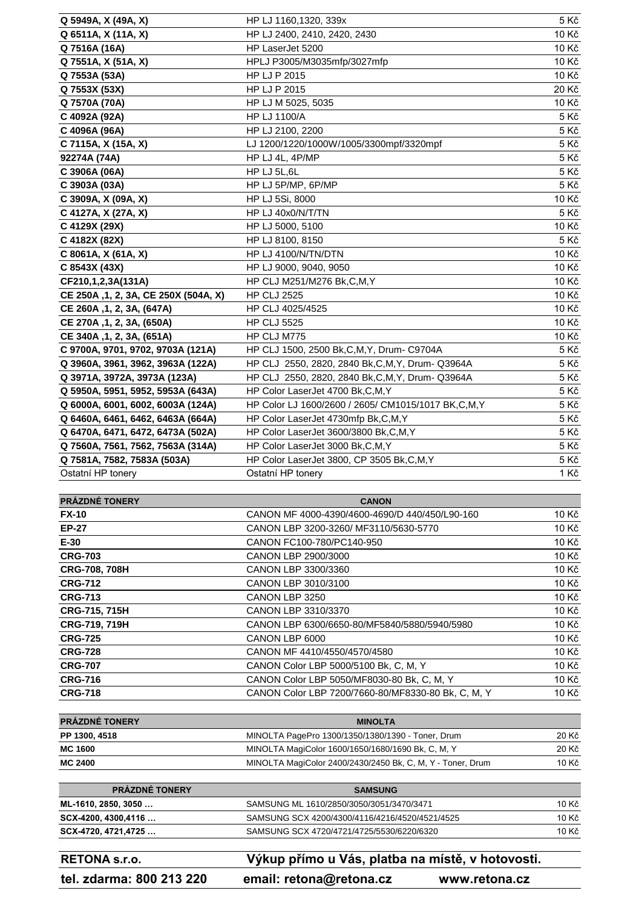| | | |
|---|---|---|
| **Q 5949A, X (49A, X)** | HP LJ 1160,1320, 339x | 5 Kč |
| **Q 6511A, X (11A, X)** | HP LJ 2400, 2410, 2420, 2430 | 10 Kč |
| **Q 7516A (16A)** | HP LaserJet 5200 | 10 Kč |
| **Q 7551A, X (51A, X)** | HPLJ P3005/M3035mfp/3027mfp | 10 Kč |
| **Q 7553A (53A)** | HP LJ P 2015 | 10 Kč |
| **Q 7553X (53X)** | HP LJ P 2015 | 20 Kč |
| **Q 7570A (70A)** | HP LJ M 5025, 5035 | 10 Kč |
| **C 4092A (92A)** | HP LJ 1100/A | 5 Kč |
| **C 4096A (96A)** | HP LJ 2100, 2200 | 5 Kč |
| **C 7115A, X (15A, X)** | LJ 1200/1220/1000W/1005/3300mpf/3320mpf | 5 Kč |
| **92274A (74A)** | HP LJ 4L, 4P/MP | 5 Kč |
| **C 3906A (06A)** | HP LJ 5L,6L | 5 Kč |
| **C 3903A (03A)** | HP LJ 5P/MP, 6P/MP | 5 Kč |
| **C 3909A, X (09A, X)** | HP LJ 5Si, 8000 | 10 Kč |
| **C 4127A, X (27A, X)** | HP LJ 40x0/N/T/TN | 5 Kč |
| **C 4129X (29X)** | HP LJ 5000, 5100 | 10 Kč |
| **C 4182X (82X)** | HP LJ 8100, 8150 | 5 Kč |
| **C 8061A, X (61A, X)** | HP LJ 4100/N/TN/DTN | 10 Kč |
| **C 8543X (43X)** | HP LJ 9000, 9040, 9050 | 10 Kč |
| **CF210,1,2,3A(131A)** | HP CLJ M251/M276 Bk,C,M,Y | 10 Kč |
| **CE 250A ,1, 2, 3A, CE 250X (504A, X)** | HP CLJ 2525 | 10 Kč |
| **CE 260A ,1, 2, 3A, (647A)** | HP CLJ 4025/4525 | 10 Kč |
| **CE 270A ,1, 2, 3A, (650A)** | HP CLJ 5525 | 10 Kč |
| **CE 340A ,1, 2, 3A, (651A)** | HP CLJ M775 | 10 Kč |
| **C 9700A, 9701, 9702, 9703A (121A)** | HP CLJ 1500, 2500 Bk,C,M,Y, Drum- C9704A | 5 Kč |
| **Q 3960A, 3961, 3962, 3963A (122A)** | HP CLJ 2550, 2820, 2840 Bk,C,M,Y, Drum- Q3964A | 5 Kč |
| **Q 3971A, 3972A, 3973A (123A)** | HP CLJ 2550, 2820, 2840 Bk,C,M,Y, Drum- Q3964A | 5 Kč |
| **Q 5950A, 5951, 5952, 5953A (643A)** | HP Color LaserJet 4700 Bk,C,M,Y | 5 Kč |
| **Q 6000A, 6001, 6002, 6003A (124A)** | HP Color LJ 1600/2600 / 2605/ CM1015/1017 BK,C,M,Y | 5 Kč |
| **Q 6460A, 6461, 6462, 6463A (664A)** | HP Color LaserJet 4730mfp Bk,C,M,Y | 5 Kč |
| **Q 6470A, 6471, 6472, 6473A (502A)** | HP Color LaserJet 3600/3800 Bk,C,M,Y | 5 Kč |
| **Q 7560A, 7561, 7562, 7563A (314A)** | HP Color LaserJet 3000 Bk,C,M,Y | 5 Kč |
| **Q 7581A, 7582, 7583A (503A)** | HP Color LaserJet 3800, CP 3505 Bk,C,M,Y | 5 Kč |
| Ostatní HP tonery | Ostatní HP tonery | 1 Kč |

| PRÁZDNÉ TONERY | CANON | |
|---|---|---|
| **FX-10** | CANON MF 4000-4390/4600-4690/D 440/450/L90-160 | 10 Kč |
| **EP-27** | CANON LBP 3200-3260/ MF3110/5630-5770 | 10 Kč |
| **E-30** | CANON FC100-780/PC140-950 | 10 Kč |
| **CRG-703** | CANON LBP 2900/3000 | 10 Kč |
| **CRG-708, 708H** | CANON LBP 3300/3360 | 10 Kč |
| **CRG-712** | CANON LBP 3010/3100 | 10 Kč |
| **CRG-713** | CANON LBP 3250 | 10 Kč |
| **CRG-715, 715H** | CANON LBP 3310/3370 | 10 Kč |
| **CRG-719, 719H** | CANON LBP 6300/6650-80/MF5840/5880/5940/5980 | 10 Kč |
| **CRG-725** | CANON LBP 6000 | 10 Kč |
| **CRG-728** | CANON MF 4410/4550/4570/4580 | 10 Kč |
| **CRG-707** | CANON Color LBP 5000/5100 Bk, C, M, Y | 10 Kč |
| **CRG-716** | CANON Color LBP 5050/MF8030-80 Bk, C, M, Y | 10 Kč |
| **CRG-718** | CANON Color LBP 7200/7660-80/MF8330-80 Bk, C, M, Y | 10 Kč |

| PRÁZDNÉ TONERY | MINOLTA | |
|---|---|---|
| **PP 1300, 4518** | MINOLTA PagePro 1300/1350/1380/1390 - Toner, Drum | 20 Kč |
| **MC 1600** | MINOLTA MagiColor 1600/1650/1680/1690 Bk, C, M, Y | 20 Kč |
| **MC 2400** | MINOLTA MagiColor 2400/2430/2450 Bk, C, M, Y - Toner, Drum | 10 Kč |

| PRÁZDNÉ TONERY | SAMSUNG | |
|---|---|---|
| **ML-1610, 2850, 3050 …** | SAMSUNG ML 1610/2850/3050/3051/3470/3471 | 10 Kč |
| **SCX-4200, 4300,4116 …** | SAMSUNG SCX 4200/4300/4116/4216/4520/4521/4525 | 10 Kč |
| **SCX-4720, 4721,4725 …** | SAMSUNG SCX 4720/4721/4725/5530/6220/6320 | 10 Kč |

**RETONA s.r.o.** **Výkup přímo u Vás, platba na místě, v hotovosti.**

**tel. zdarma: 800 213 220** **email: retona@retona.cz** **www.retona.cz**